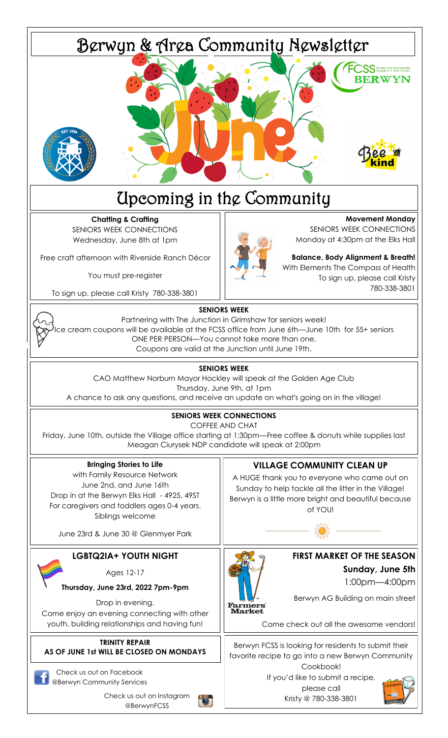# Berwyn & Area Community Newsletter

June

FCSS Family and Community Support Services BERWYN

EST. 1936

Bee kind

## Upcoming in the Community

**Chatting & Crafting**

SENIORS WEEK CONNECTIONS

Wednesday, June 8th at 1pm

Free craft afternoon with Riverside Ranch Décor

You must pre-register

To sign up, please call Kristy 780-338-3801

**Movement Monday**

SENIORS WEEK CONNECTIONS

Monday at 4:30pm at the Elks Hall

**Balance, Body Alignment & Breath!**

With Elements The Compass of Health

To sign up, please call Kristy 780-338-3801

**SENIORS WEEK**

Partnering with The Junction in Grimshaw for seniors week!

Ice cream coupons will be available at the FCSS office from June 6th—June 10th for 55+ seniors

ONE PER PERSON—You cannot take more than one.

Coupons are valid at the Junction until June 19th.

**SENIORS WEEK**

CAO Matthew Norburn Mayor Hockley will speak at the Golden Age Club

Thursday, June 9th, at 1pm

A chance to ask any questions, and receive an update on what's going on in the village!

**SENIORS WEEK CONNECTIONS**

COFFEE AND CHAT

Friday, June 10th, outside the Village office starting at 1:30pm—Free coffee & donuts while supplies last

Meagan Ciurysek NDP candidate will speak at 2:00pm

**Bringing Stories to Life**

with Family Resource Network

June 2nd, and June 16th

Drop in at the Berwyn Elks Hall - 4925, 49ST

For caregivers and toddlers ages 0-4 years. Siblings welcome

June 23rd & June 30 @ Glenmyer Park

**VILLAGE COMMUNITY CLEAN UP**

A HUGE thank you to everyone who came out on Sunday to help tackle all the litter in the Village! Berwyn is a little more bright and beautiful because of YOU!

**LGBTQ2IA+ YOUTH NIGHT**

Ages 12-17

**Thursday, June 23rd, 2022 7pm-9pm**

Drop in evening.

Come enjoy an evening connecting with other youth, building relationships and having fun!

**FIRST MARKET OF THE SEASON**

**Sunday, June 5th**

1:00pm—4:00pm

Berwyn AG Building on main street

Come check out all the awesome vendors!

Farmers' Market

**TRINITY REPAIR**

**AS OF JUNE 1st WILL BE CLOSED ON MONDAYS**

Check us out on Facebook @Berwyn Community Services

Check us out on Instagram @BerwynFCSS

Berwyn FCSS is looking for residents to submit their favorite recipe to go into a new Berwyn Community Cookbook!

If you'd like to submit a recipe, please call Kristy @ 780-338-3801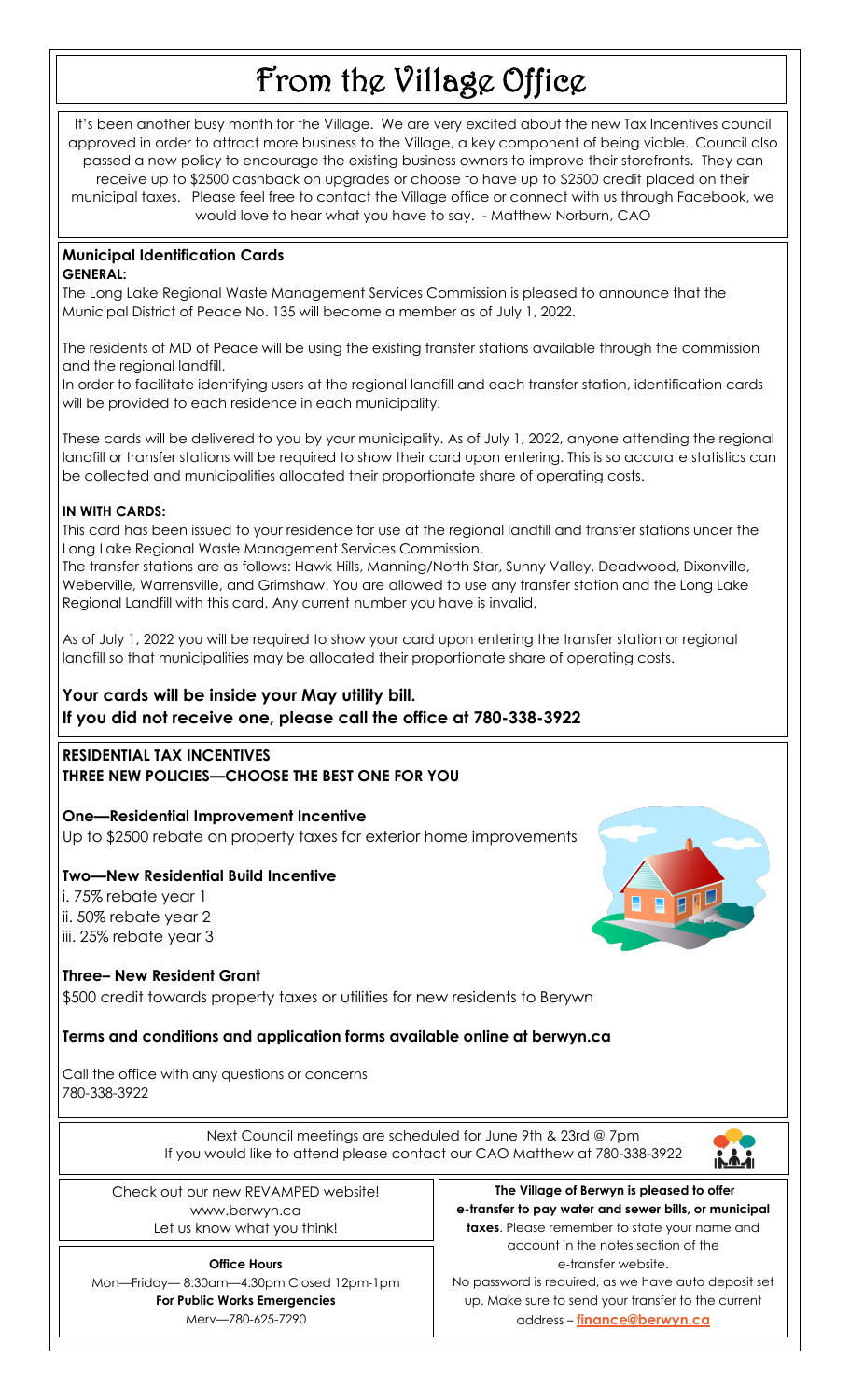# From the Village Office

It's been another busy month for the Village. We are very excited about the new Tax Incentives council approved in order to attract more business to the Village, a key component of being viable. Council also passed a new policy to encourage the existing business owners to improve their storefronts. They can receive up to $2500 cashback on upgrades or choose to have up to $2500 credit placed on their municipal taxes. Please feel free to contact the Village office or connect with us through Facebook, we would love to hear what you have to say. - Matthew Norburn, CAO

## Municipal Identification Cards

**GENERAL:**

The Long Lake Regional Waste Management Services Commission is pleased to announce that the Municipal District of Peace No. 135 will become a member as of July 1, 2022.

The residents of MD of Peace will be using the existing transfer stations available through the commission and the regional landfill.

In order to facilitate identifying users at the regional landfill and each transfer station, identification cards will be provided to each residence in each municipality.

These cards will be delivered to you by your municipality. As of July 1, 2022, anyone attending the regional landfill or transfer stations will be required to show their card upon entering. This is so accurate statistics can be collected and municipalities allocated their proportionate share of operating costs.

**IN WITH CARDS:**

This card has been issued to your residence for use at the regional landfill and transfer stations under the Long Lake Regional Waste Management Services Commission.

The transfer stations are as follows: Hawk Hills, Manning/North Star, Sunny Valley, Deadwood, Dixonville, Weberville, Warrensville, and Grimshaw. You are allowed to use any transfer station and the Long Lake Regional Landfill with this card. Any current number you have is invalid.

As of July 1, 2022 you will be required to show your card upon entering the transfer station or regional landfill so that municipalities may be allocated their proportionate share of operating costs.

**Your cards will be inside your May utility bill.**
**If you did not receive one, please call the office at 780-338-3922**

## RESIDENTIAL TAX INCENTIVES
## THREE NEW POLICIES—CHOOSE THE BEST ONE FOR YOU

**One—Residential Improvement Incentive**

Up to $2500 rebate on property taxes for exterior home improvements

**Two—New Residential Build Incentive**

i. 75% rebate year 1
ii. 50% rebate year 2
iii. 25% rebate year 3

**Three– New Resident Grant**

$500 credit towards property taxes or utilities for new residents to Berywn

**Terms and conditions and application forms available online at berwyn.ca**

Call the office with any questions or concerns
780-338-3922

Next Council meetings are scheduled for June 9th & 23rd @ 7pm
If you would like to attend please contact our CAO Matthew at 780-338-3922

Check out our new REVAMPED website!
www.berwyn.ca
Let us know what you think!

**Office Hours**
Mon—Friday— 8:30am—4:30pm Closed 12pm-1pm
**For Public Works Emergencies**
Merv—780-625-7290

**The Village of Berwyn is pleased to offer e-transfer to pay water and sewer bills, or municipal taxes**. Please remember to state your name and account in the notes section of the e-transfer website.
No password is required, as we have auto deposit set up. Make sure to send your transfer to the current address – **finance@berwyn.ca**